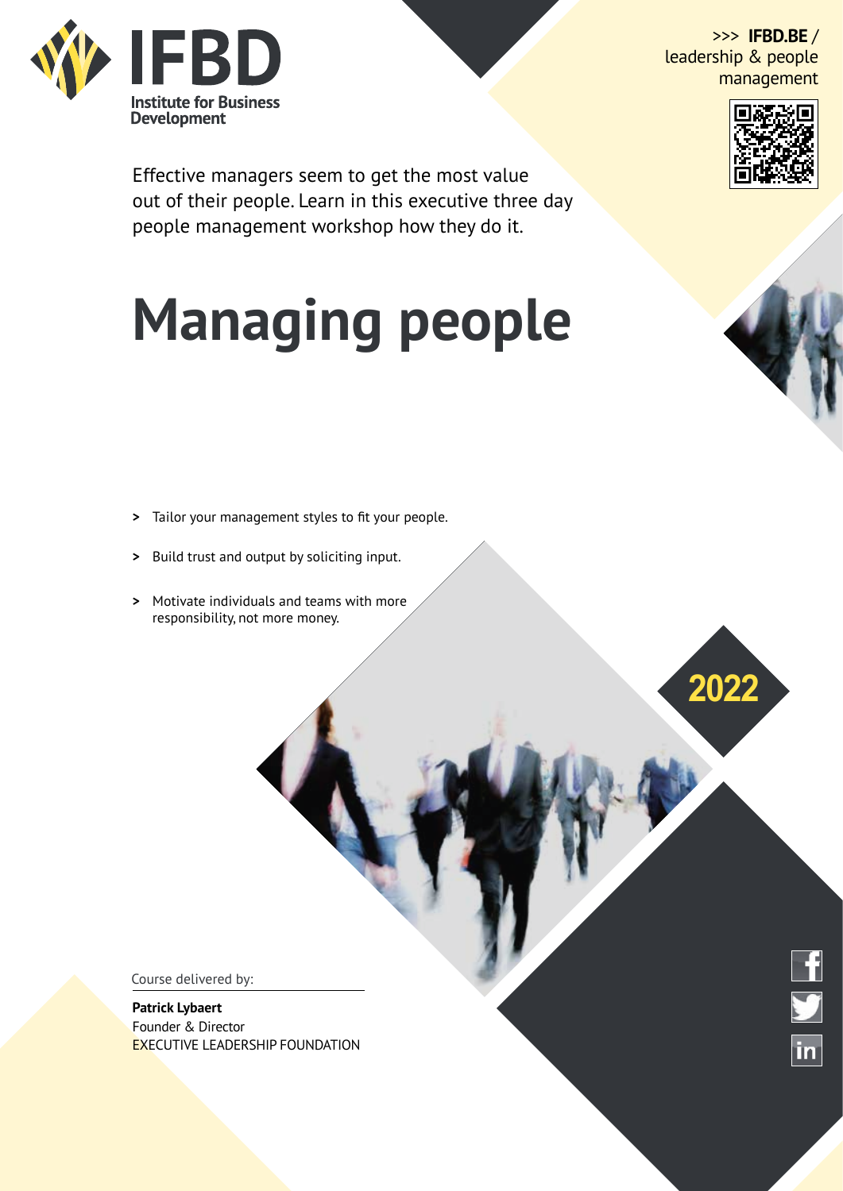IFDB

Institute for Business Development

>>> **IFBD.BE** / leadership & people management

Effective managers seem to get the most value out of their people. Learn in this executive three day people management workshop how they do it.

# Managing people

- Tailor your management styles to fit your people.
- Build trust and output by soliciting input.
- Motivate individuals and teams with more responsibility, not more money.

2022

Course delivered by:

**Patrick Lybaert**
Founder & Director
EXECUTIVE LEADERSHIP FOUNDATION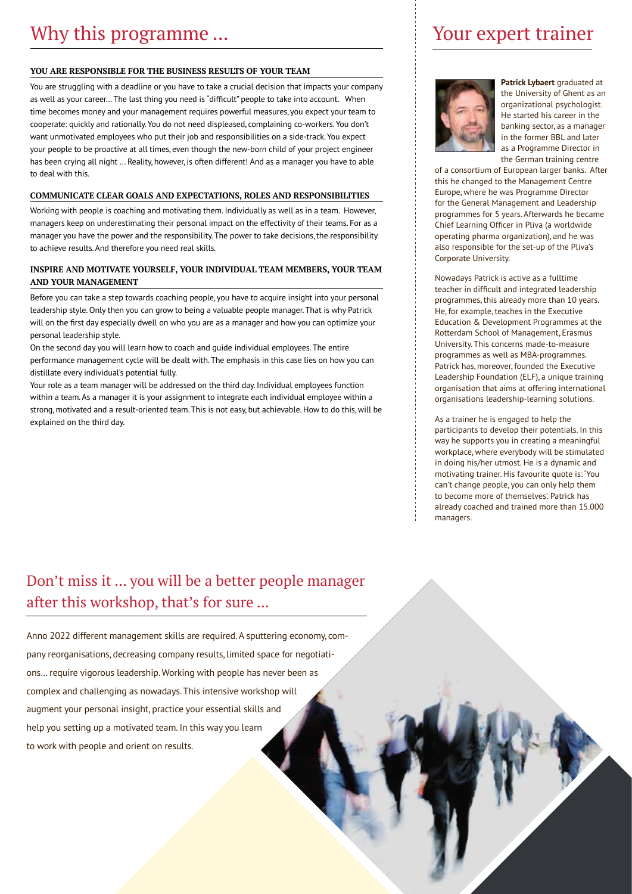# Why this programme …

### YOU ARE RESPONSIBLE FOR THE BUSINESS RESULTS OF YOUR TEAM

You are struggling with a deadline or you have to take a crucial decision that impacts your company as well as your career… The last thing you need is "difficult" people to take into account. When time becomes money and your management requires powerful measures, you expect your team to cooperate: quickly and rationally. You do not need displeased, complaining co-workers. You don't want unmotivated employees who put their job and responsibilities on a side-track. You expect your people to be proactive at all times, even though the new-born child of your project engineer has been crying all night … Reality, however, is often different! And as a manager you have to able to deal with this.

### COMMUNICATE CLEAR GOALS AND EXPECTATIONS, ROLES AND RESPONSIBILITIES

Working with people is coaching and motivating them. Individually as well as in a team. However, managers keep on underestimating their personal impact on the effectivity of their teams. For as a manager you have the power and the responsibility. The power to take decisions, the responsibility to achieve results. And therefore you need real skills.

### INSPIRE AND MOTIVATE YOURSELF, YOUR INDIVIDUAL TEAM MEMBERS, YOUR TEAM AND YOUR MANAGEMENT

Before you can take a step towards coaching people, you have to acquire insight into your personal leadership style. Only then you can grow to being a valuable people manager. That is why Patrick will on the first day especially dwell on who you are as a manager and how you can optimize your personal leadership style.

On the second day you will learn how to coach and guide individual employees. The entire performance management cycle will be dealt with. The emphasis in this case lies on how you can distillate every individual's potential fully.

Your role as a team manager will be addressed on the third day. Individual employees function within a team. As a manager it is your assignment to integrate each individual employee within a strong, motivated and a result-oriented team. This is not easy, but achievable. How to do this, will be explained on the third day.

# Your expert trainer

**Patrick Lybaert** graduated at the University of Ghent as an organizational psychologist. He started his career in the banking sector, as a manager in the former BBL and later as a Programme Director in the German training centre of a consortium of European larger banks. After this he changed to the Management Centre Europe, where he was Programme Director for the General Management and Leadership programmes for 5 years. Afterwards he became Chief Learning Officer in Pliva (a worldwide operating pharma organization), and he was also responsible for the set-up of the Pliva's Corporate University.

Nowadays Patrick is active as a fulltime teacher in difficult and integrated leadership programmes, this already more than 10 years. He, for example, teaches in the Executive Education & Development Programmes at the Rotterdam School of Management, Erasmus University. This concerns made-to-measure programmes as well as MBA-programmes. Patrick has, moreover, founded the Executive Leadership Foundation (ELF), a unique training organisation that aims at offering international organisations leadership-learning solutions.

As a trainer he is engaged to help the participants to develop their potentials. In this way he supports you in creating a meaningful workplace, where everybody will be stimulated in doing his/her utmost. He is a dynamic and motivating trainer. His favourite quote is: 'You can't change people, you can only help them to become more of themselves'. Patrick has already coached and trained more than 15.000 managers.

## Don't miss it … you will be a better people manager after this workshop, that's for sure …

Anno 2022 different management skills are required. A sputtering economy, company reorganisations, decreasing company results, limited space for negotiations… require vigorous leadership. Working with people has never been as complex and challenging as nowadays. This intensive workshop will augment your personal insight, practice your essential skills and help you setting up a motivated team. In this way you learn to work with people and orient on results.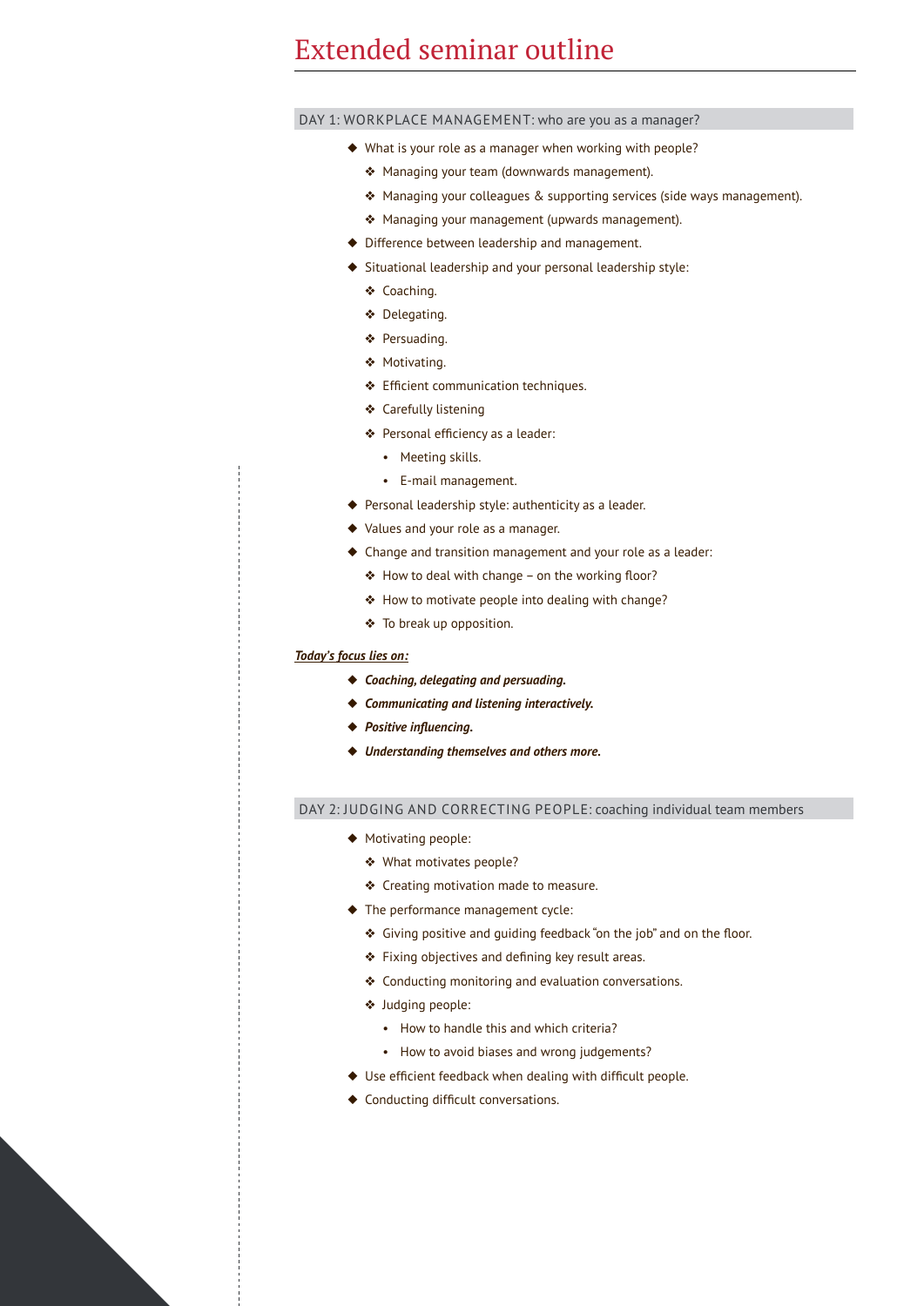# Extended seminar outline

## DAY 1: WORKPLACE MANAGEMENT: who are you as a manager?

- What is your role as a manager when working with people?
  - Managing your team (downwards management).
  - Managing your colleagues & supporting services (side ways management).
  - Managing your management (upwards management).
- Difference between leadership and management.
- Situational leadership and your personal leadership style:
  - Coaching.
  - Delegating.
  - Persuading.
  - Motivating.
  - Efficient communication techniques.
  - Carefully listening
  - Personal efficiency as a leader:
    - Meeting skills.
    - E-mail management.
- Personal leadership style: authenticity as a leader.
- Values and your role as a manager.
- Change and transition management and your role as a leader:
  - How to deal with change – on the working floor?
  - How to motivate people into dealing with change?
  - To break up opposition.

***Today's focus lies on:***

- ***Coaching, delegating and persuading.***
- ***Communicating and listening interactively.***
- ***Positive influencing.***
- ***Understanding themselves and others more.***

## DAY 2: JUDGING AND CORRECTING PEOPLE: coaching individual team members

- Motivating people:
  - What motivates people?
  - Creating motivation made to measure.
- The performance management cycle:
  - Giving positive and guiding feedback "on the job" and on the floor.
  - Fixing objectives and defining key result areas.
  - Conducting monitoring and evaluation conversations.
  - Judging people:
    - How to handle this and which criteria?
    - How to avoid biases and wrong judgements?
- Use efficient feedback when dealing with difficult people.
- Conducting difficult conversations.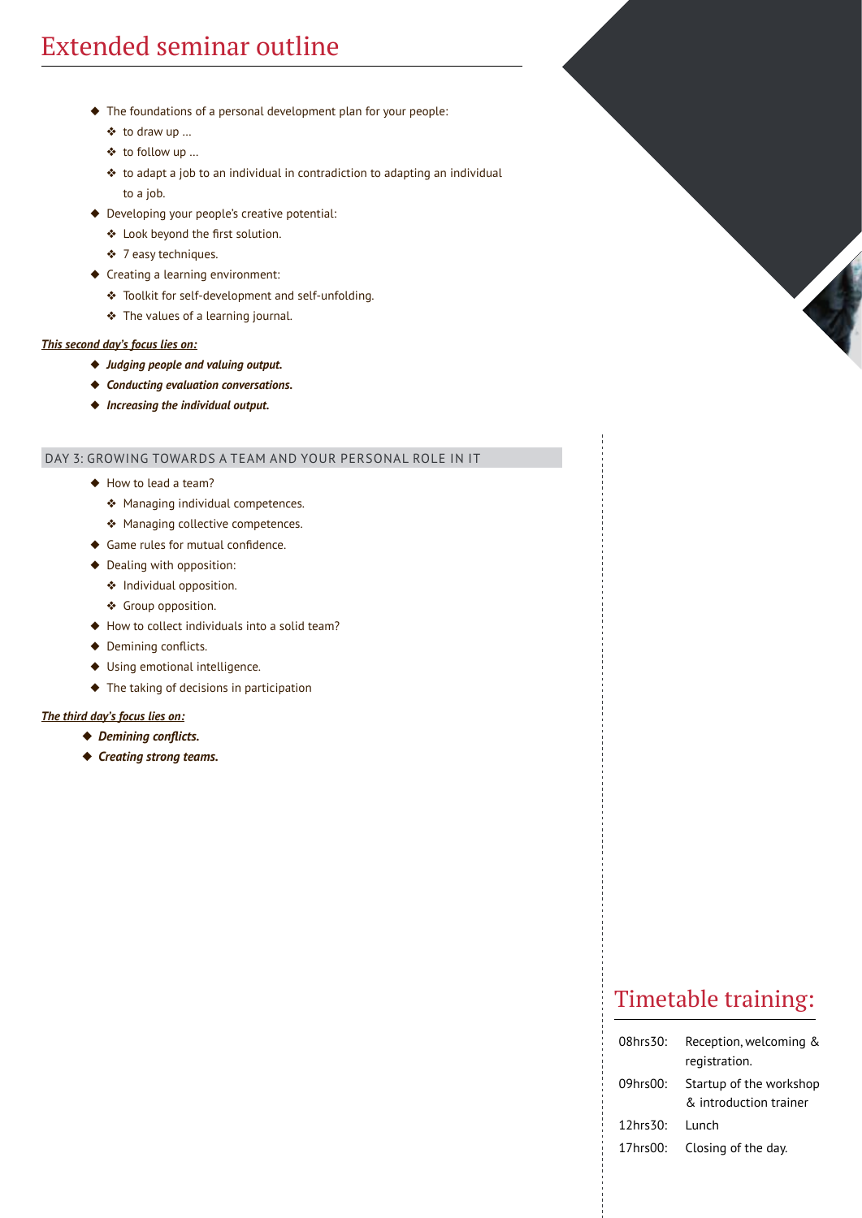# Extended seminar outline

- The foundations of a personal development plan for your people:
  - to draw up …
  - to follow up …
  - to adapt a job to an individual in contradiction to adapting an individual to a job.
- Developing your people's creative potential:
  - Look beyond the first solution.
  - 7 easy techniques.
- Creating a learning environment:
  - Toolkit for self-development and self-unfolding.
  - The values of a learning journal.

***This second day's focus lies on:***

- ***Judging people and valuing output.***
- ***Conducting evaluation conversations.***
- ***Increasing the individual output.***

## DAY 3: GROWING TOWARDS A TEAM AND YOUR PERSONAL ROLE IN IT

- How to lead a team?
  - Managing individual competences.
  - Managing collective competences.
- Game rules for mutual confidence.
- Dealing with opposition:
  - Individual opposition.
  - Group opposition.
- How to collect individuals into a solid team?
- Demining conflicts.
- Using emotional intelligence.
- The taking of decisions in participation

***The third day's focus lies on:***

- ***Demining conflicts.***
- ***Creating strong teams.***

## Timetable training:

| | |
|---|---|
| 08hrs30: | Reception, welcoming & registration. |
| 09hrs00: | Startup of the workshop & introduction trainer |
| 12hrs30: | Lunch |
| 17hrs00: | Closing of the day. |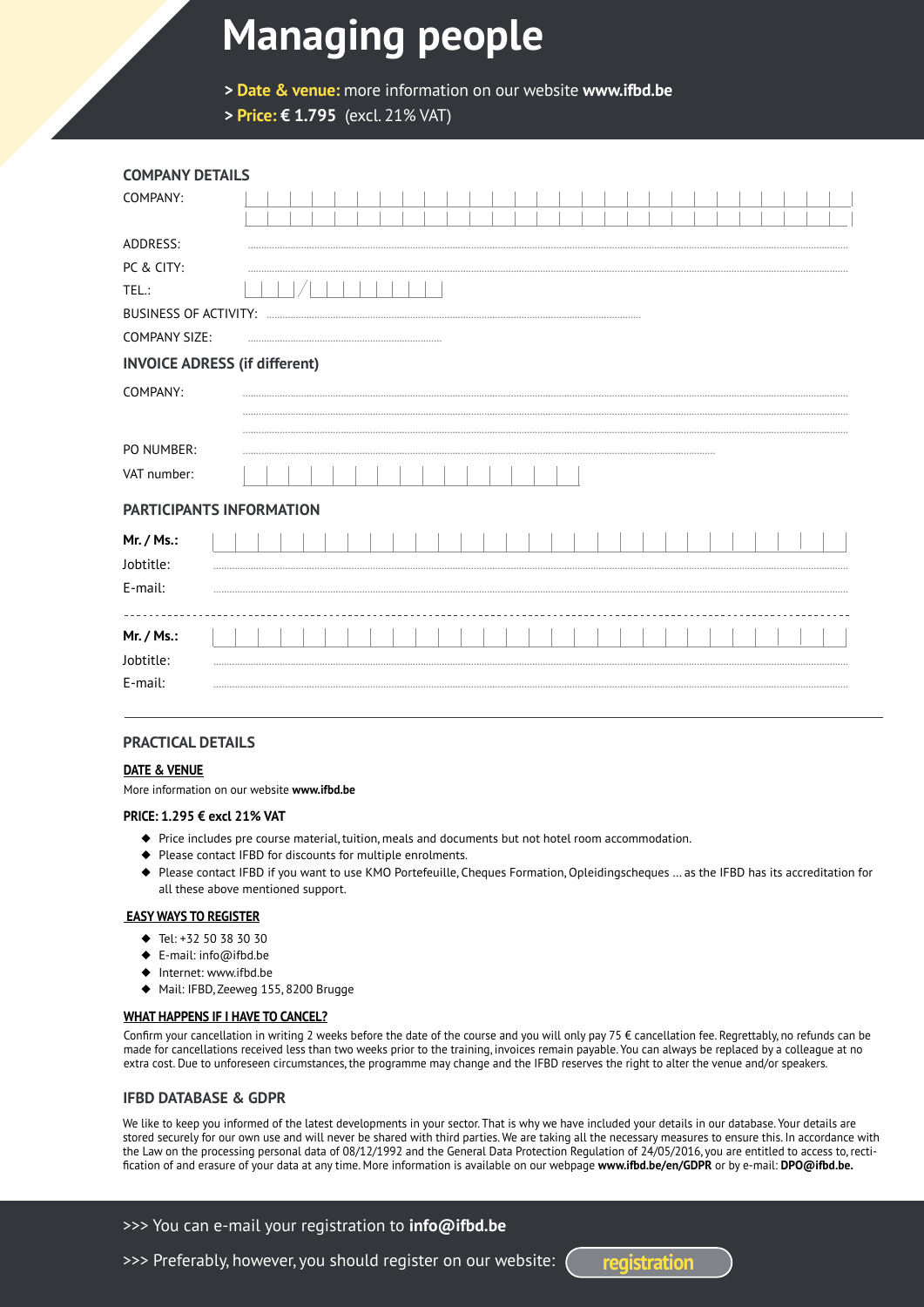# Managing people

> **Date & venue:** more information on our website **www.ifbd.be**

> **Price: € 1.795** (excl. 21% VAT)

## COMPANY DETAILS

COMPANY:

ADDRESS:

PC & CITY:

TEL.: /

BUSINESS OF ACTIVITY:

COMPANY SIZE:

## INVOICE ADRESS (if different)

COMPANY:

PO NUMBER:

VAT number:

## PARTICIPANTS INFORMATION

**Mr. / Ms.:**

Jobtitle:

E-mail:

---

**Mr. / Ms.:**

Jobtitle:

E-mail:

## PRACTICAL DETAILS

**DATE & VENUE**

More information on our website **www.ifbd.be**

**PRICE: 1.295 € excl 21% VAT**

- Price includes pre course material, tuition, meals and documents but not hotel room accommodation.
- Please contact IFBD for discounts for multiple enrolments.
- Please contact IFBD if you want to use KMO Portefeuille, Cheques Formation, Opleidingscheques ... as the IFBD has its accreditation for all these above mentioned support.

**EASY WAYS TO REGISTER**

- Tel: +32 50 38 30 30
- E-mail: info@ifbd.be
- Internet: www.ifbd.be
- Mail: IFBD, Zeeweg 155, 8200 Brugge

**WHAT HAPPENS IF I HAVE TO CANCEL?**

Confirm your cancellation in writing 2 weeks before the date of the course and you will only pay 75 € cancellation fee. Regrettably, no refunds can be made for cancellations received less than two weeks prior to the training, invoices remain payable. You can always be replaced by a colleague at no extra cost. Due to unforeseen circumstances, the programme may change and the IFBD reserves the right to alter the venue and/or speakers.

## IFBD DATABASE & GDPR

We like to keep you informed of the latest developments in your sector. That is why we have included your details in our database. Your details are stored securely for our own use and will never be shared with third parties. We are taking all the necessary measures to ensure this. In accordance with the Law on the processing personal data of 08/12/1992 and the General Data Protection Regulation of 24/05/2016, you are entitled to access to, rectification of and erasure of your data at any time. More information is available on our webpage **www.ifbd.be/en/GDPR** or by e-mail: **DPO@ifbd.be.**

>>> You can e-mail your registration to **info@ifbd.be**

>>> Preferably, however, you should register on our website: **registration**